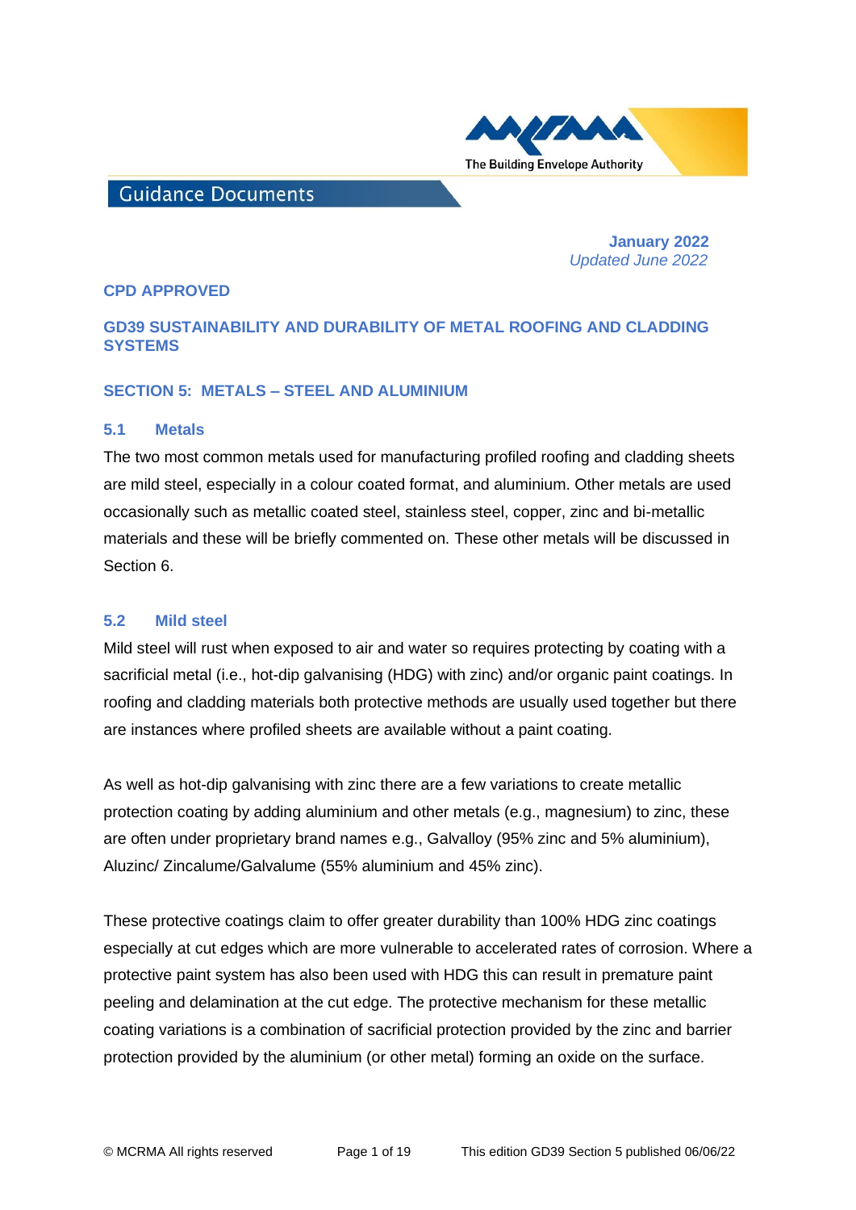Guidance Documents

**January 2022**
*Updated June 2022*

**CPD APPROVED**

# GD39 SUSTAINABILITY AND DURABILITY OF METAL ROOFING AND CLADDING SYSTEMS

## SECTION 5: METALS – STEEL AND ALUMINIUM

### 5.1 Metals

The two most common metals used for manufacturing profiled roofing and cladding sheets are mild steel, especially in a colour coated format, and aluminium. Other metals are used occasionally such as metallic coated steel, stainless steel, copper, zinc and bi-metallic materials and these will be briefly commented on. These other metals will be discussed in Section 6.

### 5.2 Mild steel

Mild steel will rust when exposed to air and water so requires protecting by coating with a sacrificial metal (i.e., hot-dip galvanising (HDG) with zinc) and/or organic paint coatings. In roofing and cladding materials both protective methods are usually used together but there are instances where profiled sheets are available without a paint coating.

As well as hot-dip galvanising with zinc there are a few variations to create metallic protection coating by adding aluminium and other metals (e.g., magnesium) to zinc, these are often under proprietary brand names e.g., Galvalloy (95% zinc and 5% aluminium), Aluzinc/ Zincalume/Galvalume (55% aluminium and 45% zinc).

These protective coatings claim to offer greater durability than 100% HDG zinc coatings especially at cut edges which are more vulnerable to accelerated rates of corrosion. Where a protective paint system has also been used with HDG this can result in premature paint peeling and delamination at the cut edge. The protective mechanism for these metallic coating variations is a combination of sacrificial protection provided by the zinc and barrier protection provided by the aluminium (or other metal) forming an oxide on the surface.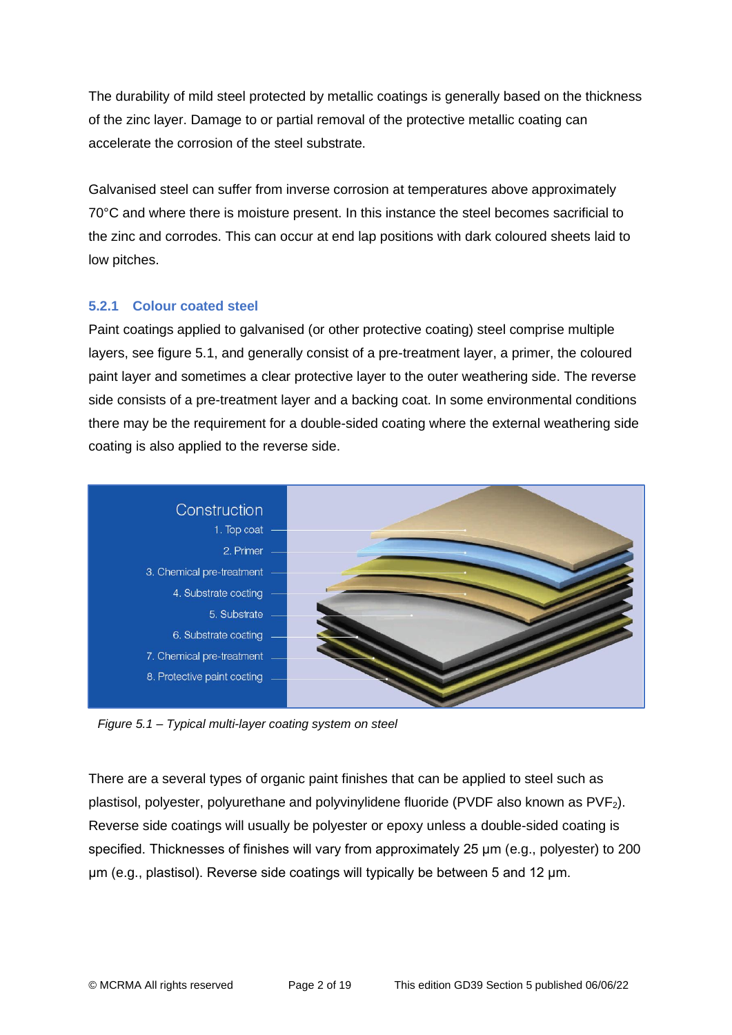The durability of mild steel protected by metallic coatings is generally based on the thickness of the zinc layer. Damage to or partial removal of the protective metallic coating can accelerate the corrosion of the steel substrate.

Galvanised steel can suffer from inverse corrosion at temperatures above approximately 70°C and where there is moisture present. In this instance the steel becomes sacrificial to the zinc and corrodes. This can occur at end lap positions with dark coloured sheets laid to low pitches.

### 5.2.1 Colour coated steel

Paint coatings applied to galvanised (or other protective coating) steel comprise multiple layers, see figure 5.1, and generally consist of a pre-treatment layer, a primer, the coloured paint layer and sometimes a clear protective layer to the outer weathering side. The reverse side consists of a pre-treatment layer and a backing coat. In some environmental conditions there may be the requirement for a double-sided coating where the external weathering side coating is also applied to the reverse side.

Construction

1. Top coat
2. Primer
3. Chemical pre-treatment
4. Substrate coating
5. Substrate
6. Substrate coating
7. Chemical pre-treatment
8. Protective paint coating

*Figure 5.1 – Typical multi-layer coating system on steel*

There are a several types of organic paint finishes that can be applied to steel such as plastisol, polyester, polyurethane and polyvinylidene fluoride (PVDF also known as $PVF_2$). Reverse side coatings will usually be polyester or epoxy unless a double-sided coating is specified. Thicknesses of finishes will vary from approximately 25 µm (e.g., polyester) to 200 µm (e.g., plastisol). Reverse side coatings will typically be between 5 and 12 µm.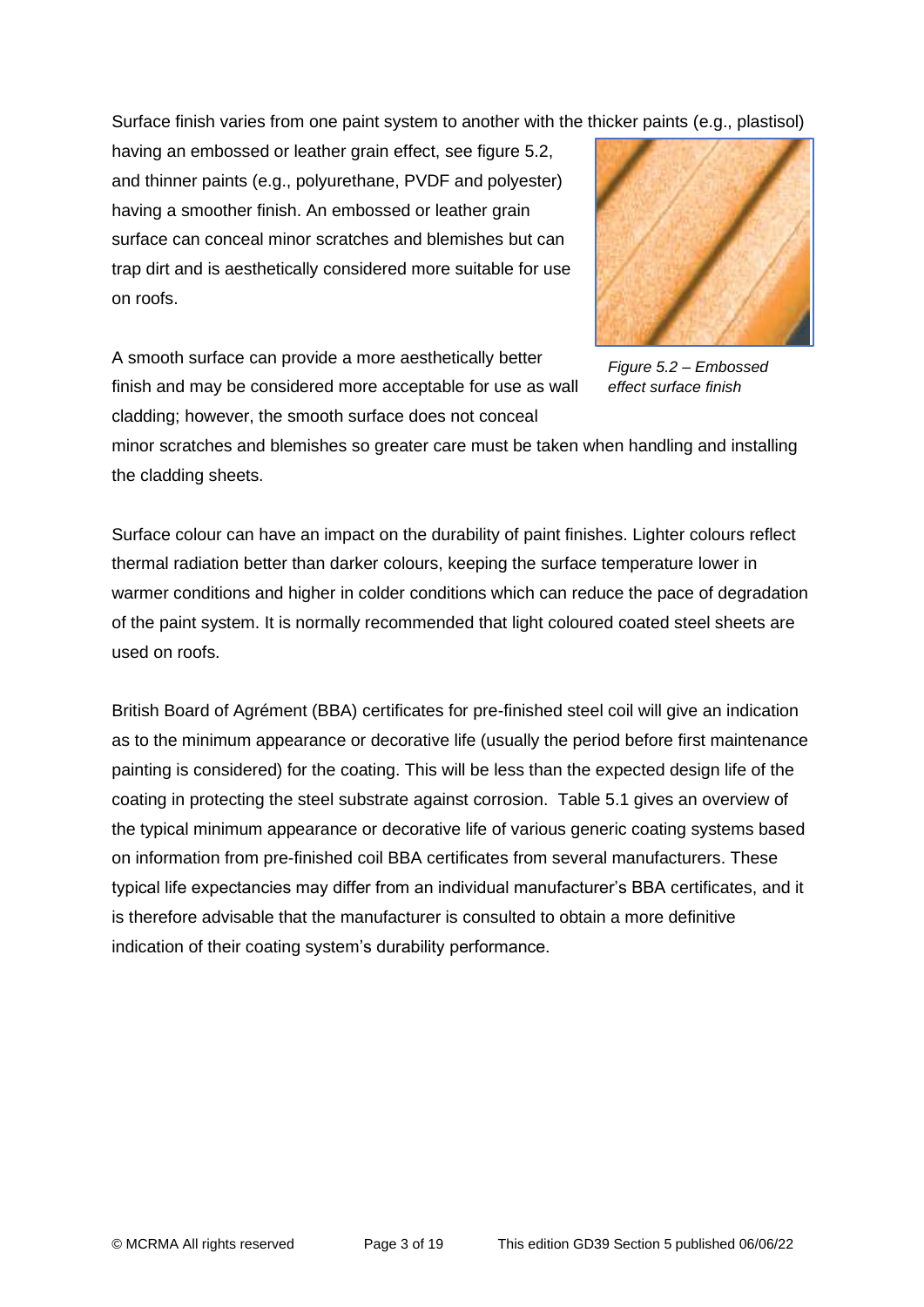Surface finish varies from one paint system to another with the thicker paints (e.g., plastisol) having an embossed or leather grain effect, see figure 5.2, and thinner paints (e.g., polyurethane, PVDF and polyester) having a smoother finish. An embossed or leather grain surface can conceal minor scratches and blemishes but can trap dirt and is aesthetically considered more suitable for use on roofs.

*Figure 5.2 – Embossed effect surface finish*

A smooth surface can provide a more aesthetically better finish and may be considered more acceptable for use as wall cladding; however, the smooth surface does not conceal minor scratches and blemishes so greater care must be taken when handling and installing the cladding sheets.

Surface colour can have an impact on the durability of paint finishes. Lighter colours reflect thermal radiation better than darker colours, keeping the surface temperature lower in warmer conditions and higher in colder conditions which can reduce the pace of degradation of the paint system. It is normally recommended that light coloured coated steel sheets are used on roofs.

British Board of Agrément (BBA) certificates for pre-finished steel coil will give an indication as to the minimum appearance or decorative life (usually the period before first maintenance painting is considered) for the coating. This will be less than the expected design life of the coating in protecting the steel substrate against corrosion. Table 5.1 gives an overview of the typical minimum appearance or decorative life of various generic coating systems based on information from pre-finished coil BBA certificates from several manufacturers. These typical life expectancies may differ from an individual manufacturer's BBA certificates, and it is therefore advisable that the manufacturer is consulted to obtain a more definitive indication of their coating system's durability performance.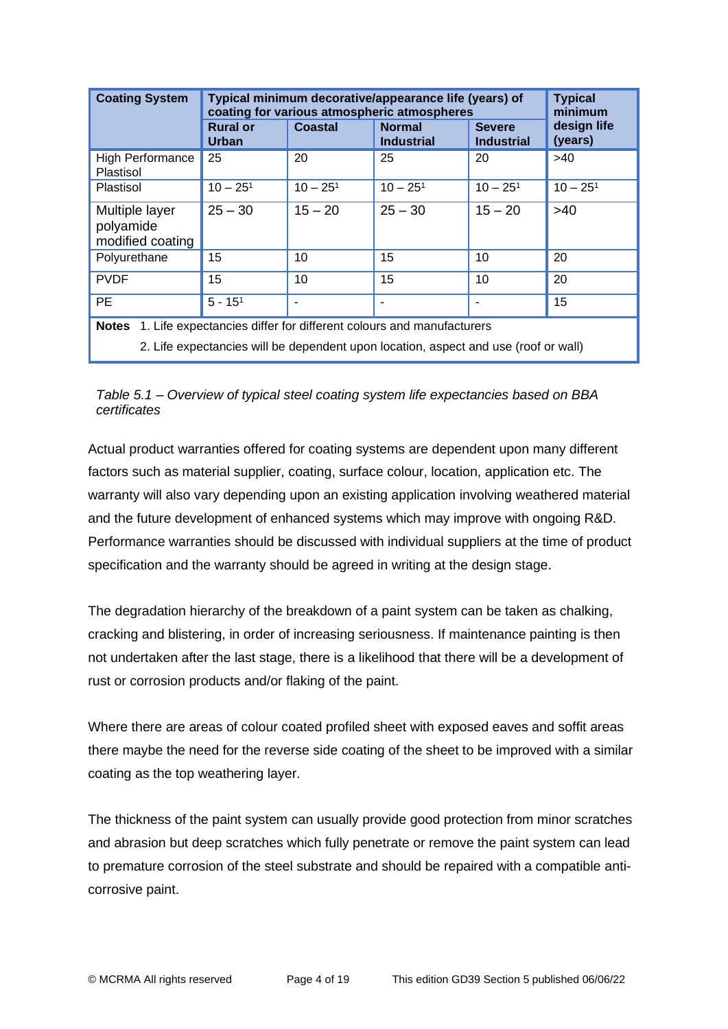| Coating System | Typical minimum decorative/appearance life (years) of coating for various atmospheric atmospheres | | | | Typical minimum design life (years) |
|---|---|---|---|---|---|
| | Rural or Urban | Coastal | Normal Industrial | Severe Industrial | |
| High Performance Plastisol | 25 | 20 | 25 | 20 | >40 |
| Plastisol | 10 – 25[1] | 10 – 25[1] | 10 – 25[1] | 10 – 25[1] | 10 – 25[1] |
| Multiple layer polyamide modified coating | 25 – 30 | 15 – 20 | 25 – 30 | 15 – 20 | >40 |
| Polyurethane | 15 | 10 | 15 | 10 | 20 |
| PVDF | 15 | 10 | 15 | 10 | 20 |
| PE | 5 - 15[1] | - | - | - | 15 |

**Notes** 1. Life expectancies differ for different colours and manufacturers

2. Life expectancies will be dependent upon location, aspect and use (roof or wall)

*Table 5.1 – Overview of typical steel coating system life expectancies based on BBA certificates*

Actual product warranties offered for coating systems are dependent upon many different factors such as material supplier, coating, surface colour, location, application etc. The warranty will also vary depending upon an existing application involving weathered material and the future development of enhanced systems which may improve with ongoing R&D. Performance warranties should be discussed with individual suppliers at the time of product specification and the warranty should be agreed in writing at the design stage.

The degradation hierarchy of the breakdown of a paint system can be taken as chalking, cracking and blistering, in order of increasing seriousness. If maintenance painting is then not undertaken after the last stage, there is a likelihood that there will be a development of rust or corrosion products and/or flaking of the paint.

Where there are areas of colour coated profiled sheet with exposed eaves and soffit areas there maybe the need for the reverse side coating of the sheet to be improved with a similar coating as the top weathering layer.

The thickness of the paint system can usually provide good protection from minor scratches and abrasion but deep scratches which fully penetrate or remove the paint system can lead to premature corrosion of the steel substrate and should be repaired with a compatible anti-corrosive paint.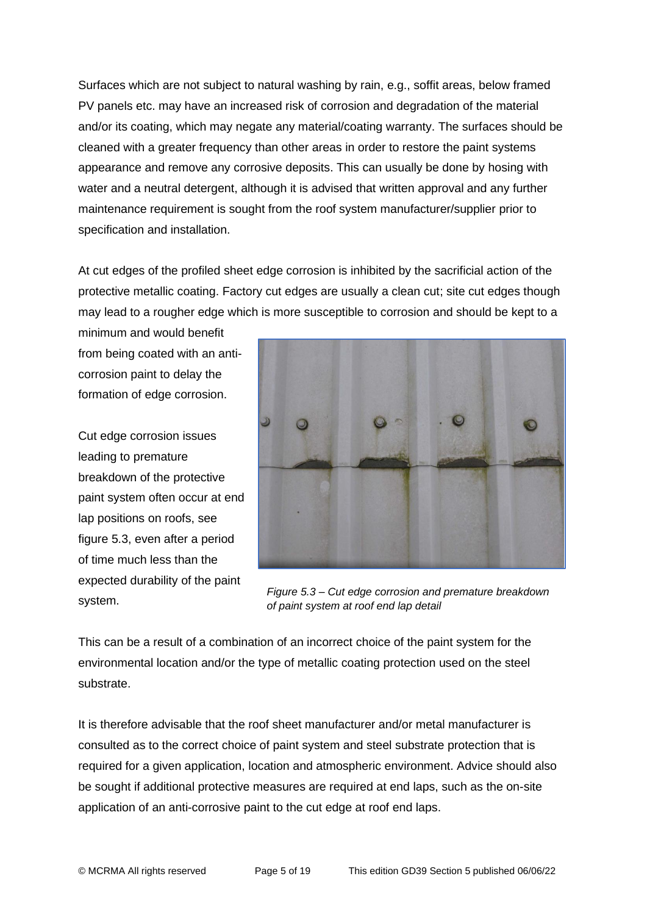Surfaces which are not subject to natural washing by rain, e.g., soffit areas, below framed PV panels etc. may have an increased risk of corrosion and degradation of the material and/or its coating, which may negate any material/coating warranty. The surfaces should be cleaned with a greater frequency than other areas in order to restore the paint systems appearance and remove any corrosive deposits. This can usually be done by hosing with water and a neutral detergent, although it is advised that written approval and any further maintenance requirement is sought from the roof system manufacturer/supplier prior to specification and installation.

At cut edges of the profiled sheet edge corrosion is inhibited by the sacrificial action of the protective metallic coating. Factory cut edges are usually a clean cut; site cut edges though may lead to a rougher edge which is more susceptible to corrosion and should be kept to a minimum and would benefit from being coated with an anti-corrosion paint to delay the formation of edge corrosion.

Cut edge corrosion issues leading to premature breakdown of the protective paint system often occur at end lap positions on roofs, see figure 5.3, even after a period of time much less than the expected durability of the paint system.

*Figure 5.3 – Cut edge corrosion and premature breakdown of paint system at roof end lap detail*

This can be a result of a combination of an incorrect choice of the paint system for the environmental location and/or the type of metallic coating protection used on the steel substrate.

It is therefore advisable that the roof sheet manufacturer and/or metal manufacturer is consulted as to the correct choice of paint system and steel substrate protection that is required for a given application, location and atmospheric environment. Advice should also be sought if additional protective measures are required at end laps, such as the on-site application of an anti-corrosive paint to the cut edge at roof end laps.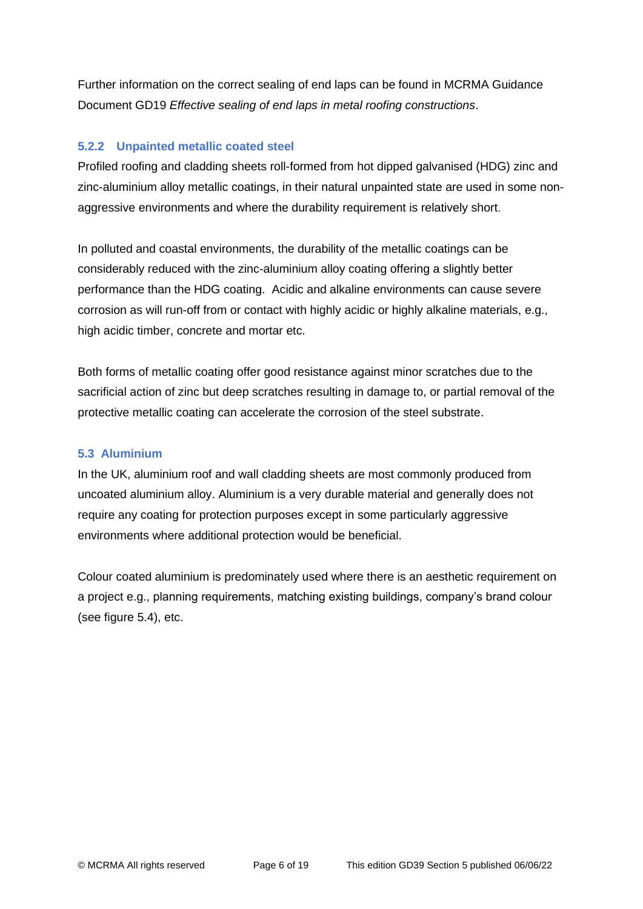Further information on the correct sealing of end laps can be found in MCRMA Guidance Document GD19 *Effective sealing of end laps in metal roofing constructions*.

### 5.2.2 Unpainted metallic coated steel

Profiled roofing and cladding sheets roll-formed from hot dipped galvanised (HDG) zinc and zinc-aluminium alloy metallic coatings, in their natural unpainted state are used in some non-aggressive environments and where the durability requirement is relatively short.

In polluted and coastal environments, the durability of the metallic coatings can be considerably reduced with the zinc-aluminium alloy coating offering a slightly better performance than the HDG coating. Acidic and alkaline environments can cause severe corrosion as will run-off from or contact with highly acidic or highly alkaline materials, e.g., high acidic timber, concrete and mortar etc.

Both forms of metallic coating offer good resistance against minor scratches due to the sacrificial action of zinc but deep scratches resulting in damage to, or partial removal of the protective metallic coating can accelerate the corrosion of the steel substrate.

## 5.3 Aluminium

In the UK, aluminium roof and wall cladding sheets are most commonly produced from uncoated aluminium alloy. Aluminium is a very durable material and generally does not require any coating for protection purposes except in some particularly aggressive environments where additional protection would be beneficial.

Colour coated aluminium is predominately used where there is an aesthetic requirement on a project e.g., planning requirements, matching existing buildings, company's brand colour (see figure 5.4), etc.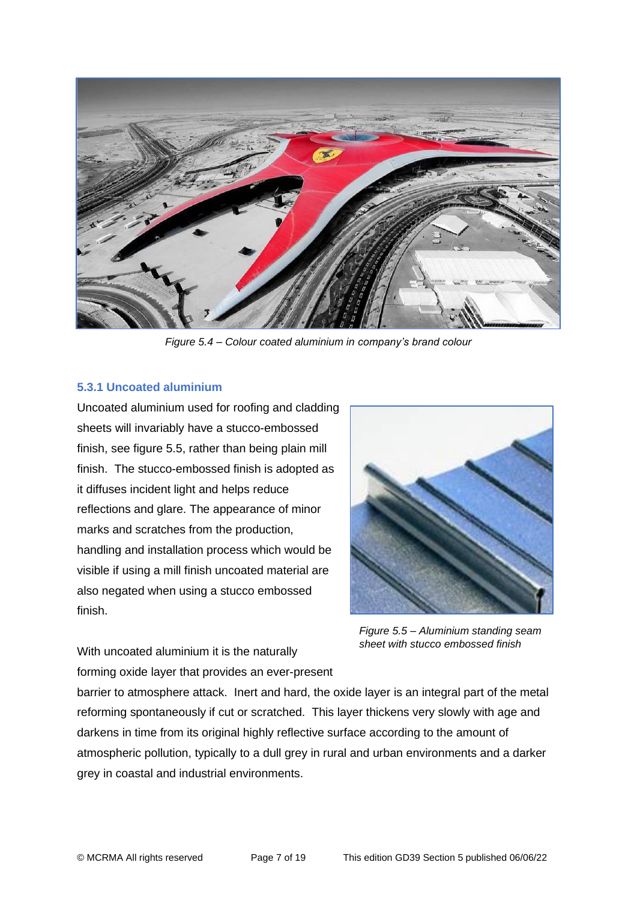*Figure 5.4 – Colour coated aluminium in company's brand colour*

### 5.3.1 Uncoated aluminium

Uncoated aluminium used for roofing and cladding sheets will invariably have a stucco-embossed finish, see figure 5.5, rather than being plain mill finish. The stucco-embossed finish is adopted as it diffuses incident light and helps reduce reflections and glare. The appearance of minor marks and scratches from the production, handling and installation process which would be visible if using a mill finish uncoated material are also negated when using a stucco embossed finish.

*Figure 5.5 – Aluminium standing seam sheet with stucco embossed finish*

With uncoated aluminium it is the naturally forming oxide layer that provides an ever-present barrier to atmosphere attack. Inert and hard, the oxide layer is an integral part of the metal reforming spontaneously if cut or scratched. This layer thickens very slowly with age and darkens in time from its original highly reflective surface according to the amount of atmospheric pollution, typically to a dull grey in rural and urban environments and a darker grey in coastal and industrial environments.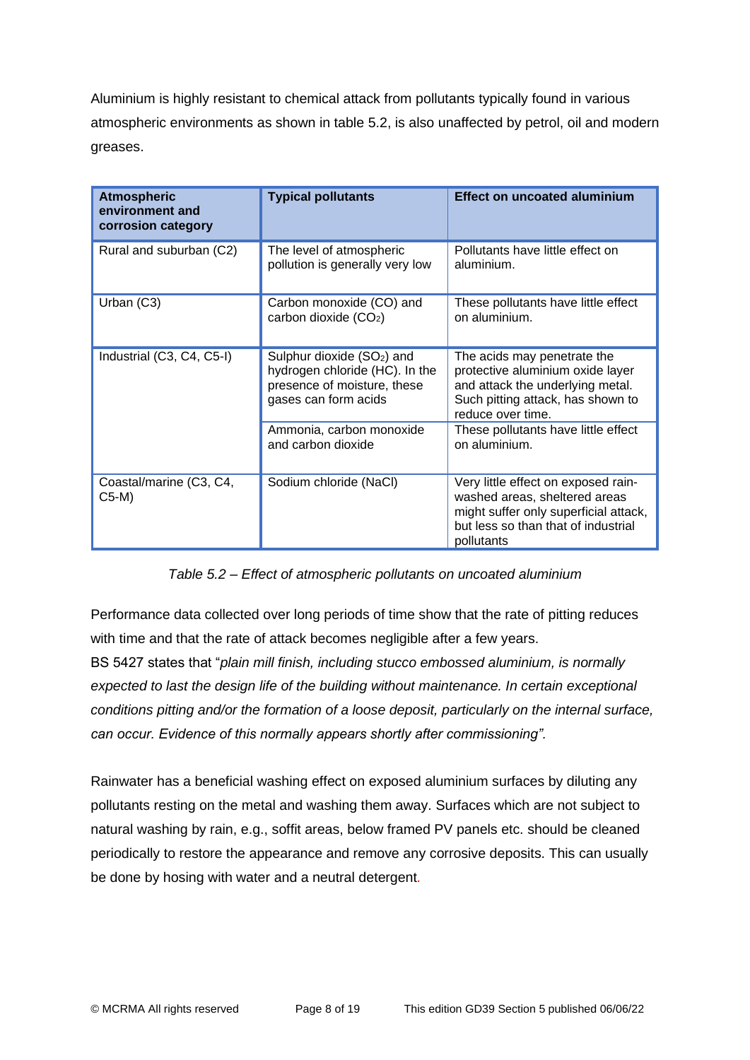Aluminium is highly resistant to chemical attack from pollutants typically found in various atmospheric environments as shown in table 5.2, is also unaffected by petrol, oil and modern greases.

| Atmospheric environment and corrosion category | Typical pollutants | Effect on uncoated aluminium |
|---|---|---|
| Rural and suburban (C2) | The level of atmospheric pollution is generally very low | Pollutants have little effect on aluminium. |
| Urban (C3) | Carbon monoxide (CO) and carbon dioxide ($CO_2$) | These pollutants have little effect on aluminium. |
| Industrial (C3, C4, C5-I) | Sulphur dioxide ($SO_2$) and hydrogen chloride (HC). In the presence of moisture, these gases can form acids | The acids may penetrate the protective aluminium oxide layer and attack the underlying metal. Such pitting attack, has shown to reduce over time. |
| | Ammonia, carbon monoxide and carbon dioxide | These pollutants have little effect on aluminium. |
| Coastal/marine (C3, C4, C5-M) | Sodium chloride (NaCl) | Very little effect on exposed rain-washed areas, sheltered areas might suffer only superficial attack, but less so than that of industrial pollutants |

*Table 5.2 – Effect of atmospheric pollutants on uncoated aluminium*

Performance data collected over long periods of time show that the rate of pitting reduces with time and that the rate of attack becomes negligible after a few years.
BS 5427 states that "*plain mill finish, including stucco embossed aluminium, is normally expected to last the design life of the building without maintenance. In certain exceptional conditions pitting and/or the formation of a loose deposit, particularly on the internal surface, can occur. Evidence of this normally appears shortly after commissioning".*

Rainwater has a beneficial washing effect on exposed aluminium surfaces by diluting any pollutants resting on the metal and washing them away. Surfaces which are not subject to natural washing by rain, e.g., soffit areas, below framed PV panels etc. should be cleaned periodically to restore the appearance and remove any corrosive deposits. This can usually be done by hosing with water and a neutral detergent.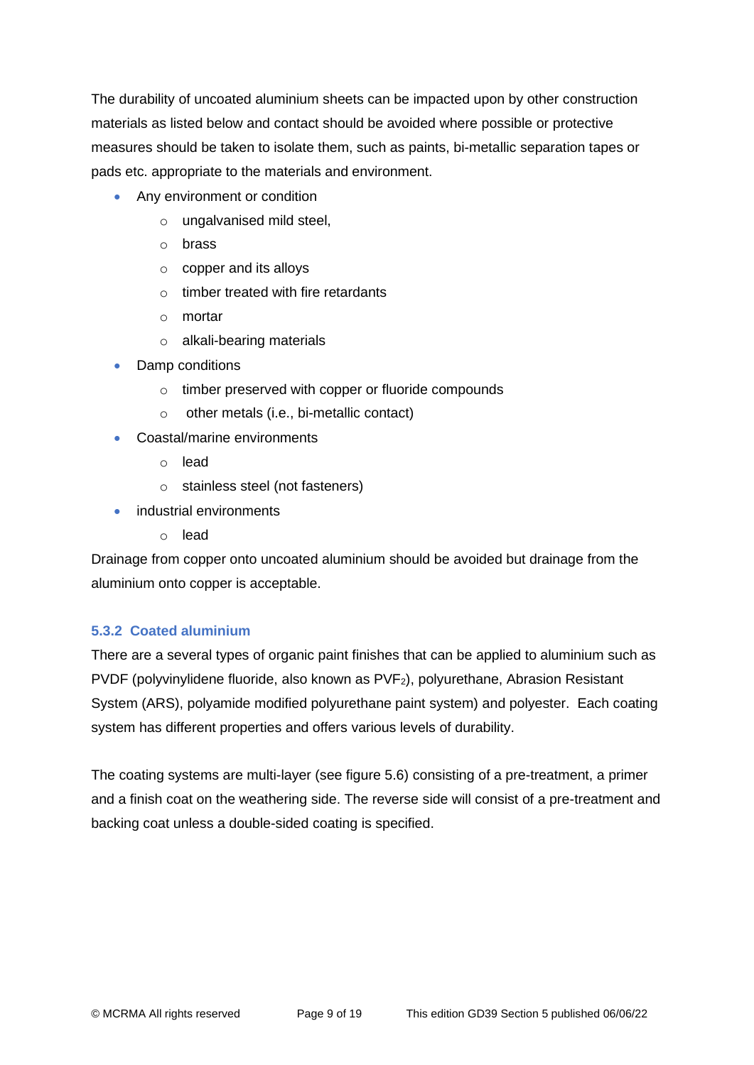The durability of uncoated aluminium sheets can be impacted upon by other construction materials as listed below and contact should be avoided where possible or protective measures should be taken to isolate them, such as paints, bi-metallic separation tapes or pads etc. appropriate to the materials and environment.

- Any environment or condition
    - ungalvanised mild steel,
    - brass
    - copper and its alloys
    - timber treated with fire retardants
    - mortar
    - alkali-bearing materials
- Damp conditions
    - timber preserved with copper or fluoride compounds
    - other metals (i.e., bi-metallic contact)
- Coastal/marine environments
    - lead
    - stainless steel (not fasteners)
- industrial environments
    - lead

Drainage from copper onto uncoated aluminium should be avoided but drainage from the aluminium onto copper is acceptable.

### 5.3.2 Coated aluminium

There are a several types of organic paint finishes that can be applied to aluminium such as PVDF (polyvinylidene fluoride, also known as $PVF_2$), polyurethane, Abrasion Resistant System (ARS), polyamide modified polyurethane paint system) and polyester. Each coating system has different properties and offers various levels of durability.

The coating systems are multi-layer (see figure 5.6) consisting of a pre-treatment, a primer and a finish coat on the weathering side. The reverse side will consist of a pre-treatment and backing coat unless a double-sided coating is specified.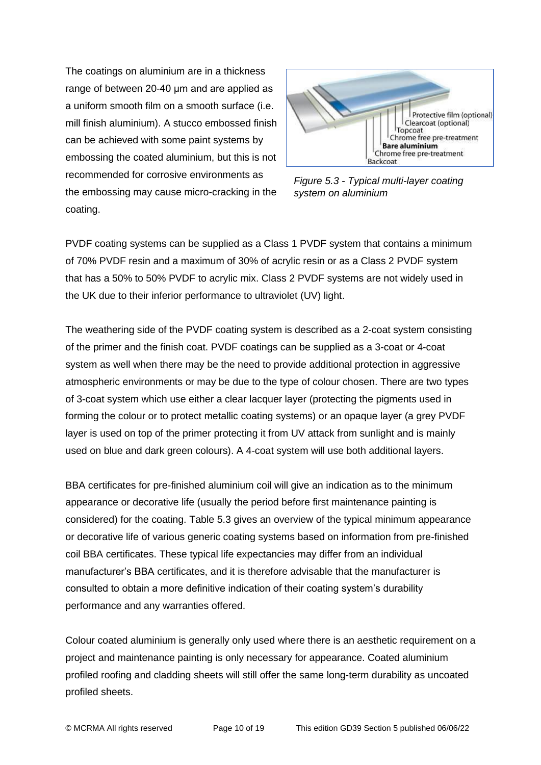The coatings on aluminium are in a thickness range of between 20-40 µm and are applied as a uniform smooth film on a smooth surface (i.e. mill finish aluminium). A stucco embossed finish can be achieved with some paint systems by embossing the coated aluminium, but this is not recommended for corrosive environments as the embossing may cause micro-cracking in the coating.

Protective film (optional)
Clearcoat (optional)
Topcoat
Chrome free pre-treatment
**Bare aluminium**
Chrome free pre-treatment
Backcoat

*Figure 5.3 - Typical multi-layer coating system on aluminium*

PVDF coating systems can be supplied as a Class 1 PVDF system that contains a minimum of 70% PVDF resin and a maximum of 30% of acrylic resin or as a Class 2 PVDF system that has a 50% to 50% PVDF to acrylic mix. Class 2 PVDF systems are not widely used in the UK due to their inferior performance to ultraviolet (UV) light.

The weathering side of the PVDF coating system is described as a 2-coat system consisting of the primer and the finish coat. PVDF coatings can be supplied as a 3-coat or 4-coat system as well when there may be the need to provide additional protection in aggressive atmospheric environments or may be due to the type of colour chosen. There are two types of 3-coat system which use either a clear lacquer layer (protecting the pigments used in forming the colour or to protect metallic coating systems) or an opaque layer (a grey PVDF layer is used on top of the primer protecting it from UV attack from sunlight and is mainly used on blue and dark green colours). A 4-coat system will use both additional layers.

BBA certificates for pre-finished aluminium coil will give an indication as to the minimum appearance or decorative life (usually the period before first maintenance painting is considered) for the coating. Table 5.3 gives an overview of the typical minimum appearance or decorative life of various generic coating systems based on information from pre-finished coil BBA certificates. These typical life expectancies may differ from an individual manufacturer's BBA certificates, and it is therefore advisable that the manufacturer is consulted to obtain a more definitive indication of their coating system's durability performance and any warranties offered.

Colour coated aluminium is generally only used where there is an aesthetic requirement on a project and maintenance painting is only necessary for appearance. Coated aluminium profiled roofing and cladding sheets will still offer the same long-term durability as uncoated profiled sheets.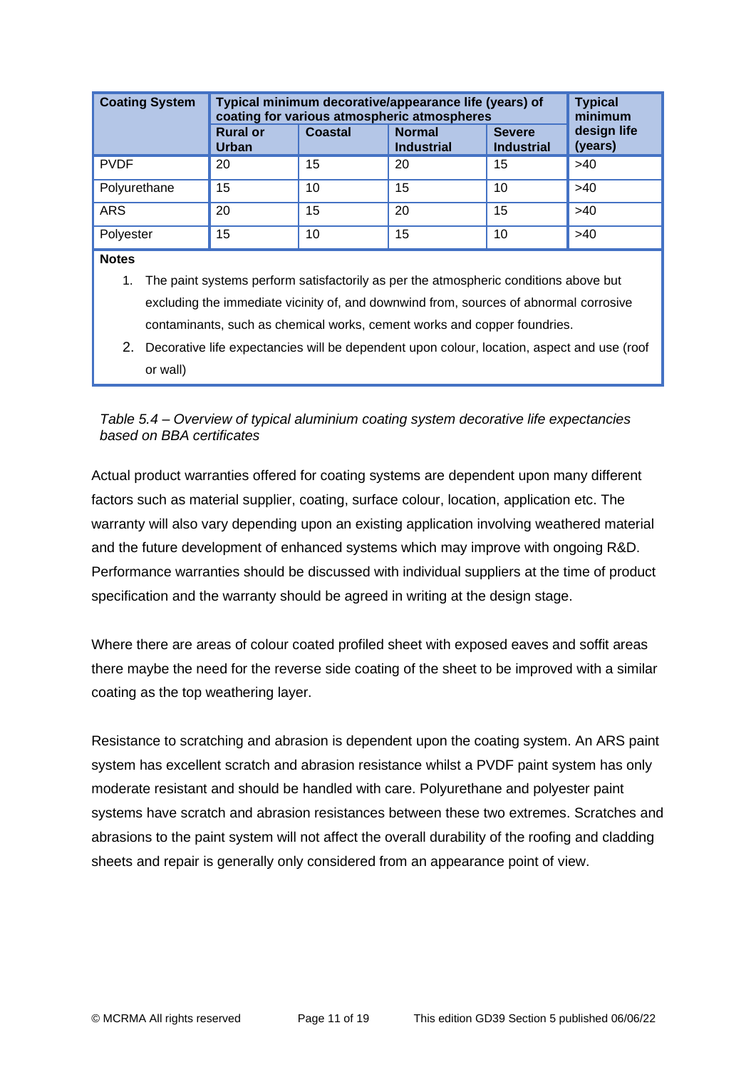| Coating System | Typical minimum decorative/appearance life (years) of coating for various atmospheric atmospheres | | | | Typical minimum design life (years) |
|---|---|---|---|---|---|
| | Rural or Urban | Coastal | Normal Industrial | Severe Industrial | |
| PVDF | 20 | 15 | 20 | 15 | >40 |
| Polyurethane | 15 | 10 | 15 | 10 | >40 |
| ARS | 20 | 15 | 20 | 15 | >40 |
| Polyester | 15 | 10 | 15 | 10 | >40 |

**Notes**

1. The paint systems perform satisfactorily as per the atmospheric conditions above but excluding the immediate vicinity of, and downwind from, sources of abnormal corrosive contaminants, such as chemical works, cement works and copper foundries.
2. Decorative life expectancies will be dependent upon colour, location, aspect and use (roof or wall)

*Table 5.4 – Overview of typical aluminium coating system decorative life expectancies based on BBA certificates*

Actual product warranties offered for coating systems are dependent upon many different factors such as material supplier, coating, surface colour, location, application etc. The warranty will also vary depending upon an existing application involving weathered material and the future development of enhanced systems which may improve with ongoing R&D. Performance warranties should be discussed with individual suppliers at the time of product specification and the warranty should be agreed in writing at the design stage.

Where there are areas of colour coated profiled sheet with exposed eaves and soffit areas there maybe the need for the reverse side coating of the sheet to be improved with a similar coating as the top weathering layer.

Resistance to scratching and abrasion is dependent upon the coating system. An ARS paint system has excellent scratch and abrasion resistance whilst a PVDF paint system has only moderate resistant and should be handled with care. Polyurethane and polyester paint systems have scratch and abrasion resistances between these two extremes. Scratches and abrasions to the paint system will not affect the overall durability of the roofing and cladding sheets and repair is generally only considered from an appearance point of view.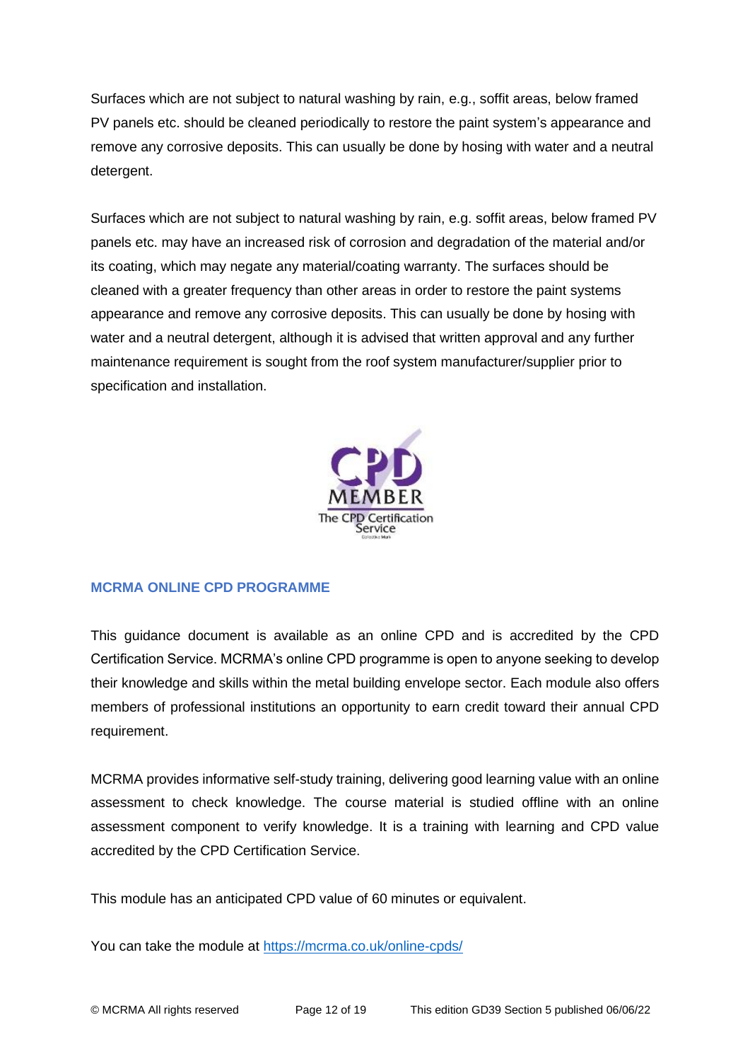Surfaces which are not subject to natural washing by rain, e.g., soffit areas, below framed PV panels etc. should be cleaned periodically to restore the paint system's appearance and remove any corrosive deposits. This can usually be done by hosing with water and a neutral detergent.

Surfaces which are not subject to natural washing by rain, e.g. soffit areas, below framed PV panels etc. may have an increased risk of corrosion and degradation of the material and/or its coating, which may negate any material/coating warranty. The surfaces should be cleaned with a greater frequency than other areas in order to restore the paint systems appearance and remove any corrosive deposits. This can usually be done by hosing with water and a neutral detergent, although it is advised that written approval and any further maintenance requirement is sought from the roof system manufacturer/supplier prior to specification and installation.

## MCRMA ONLINE CPD PROGRAMME

This guidance document is available as an online CPD and is accredited by the CPD Certification Service. MCRMA's online CPD programme is open to anyone seeking to develop their knowledge and skills within the metal building envelope sector. Each module also offers members of professional institutions an opportunity to earn credit toward their annual CPD requirement.

MCRMA provides informative self-study training, delivering good learning value with an online assessment to check knowledge. The course material is studied offline with an online assessment component to verify knowledge. It is a training with learning and CPD value accredited by the CPD Certification Service.

This module has an anticipated CPD value of 60 minutes or equivalent.

You can take the module at https://mcrma.co.uk/online-cpds/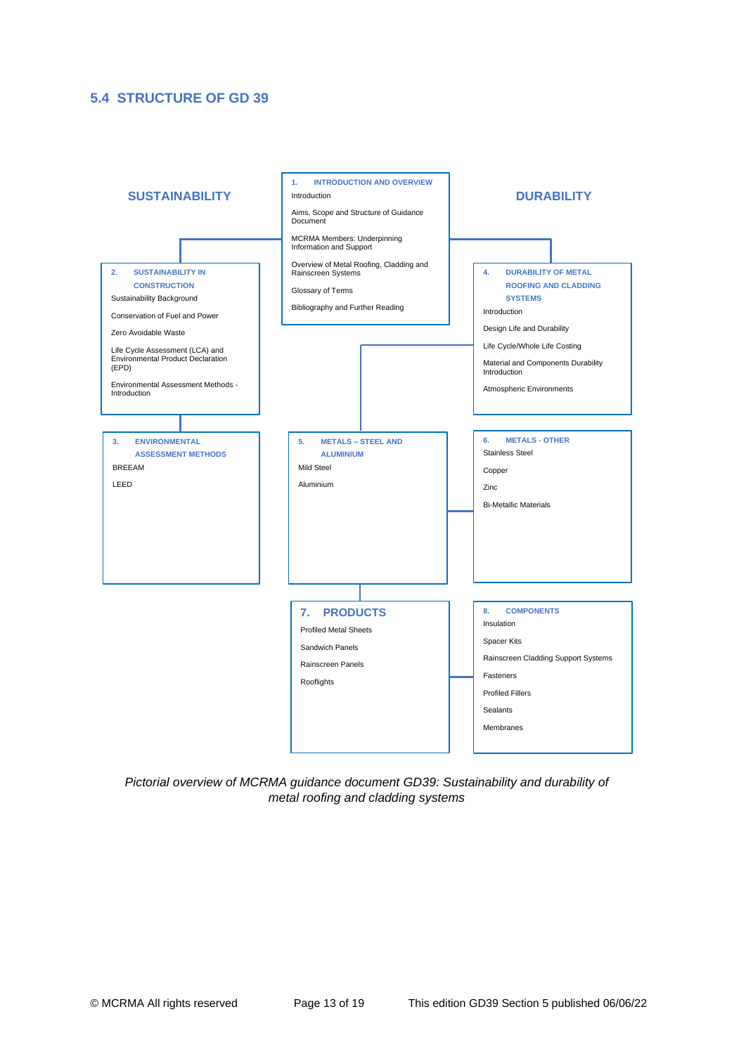## 5.4 STRUCTURE OF GD 39

**SUSTAINABILITY**

**DURABILITY**

**1. INTRODUCTION AND OVERVIEW**

- Introduction
- Aims, Scope and Structure of Guidance Document
- MCRMA Members: Underpinning Information and Support
- Overview of Metal Roofing, Cladding and Rainscreen Systems
- Glossary of Terms
- Bibliography and Further Reading

**2. SUSTAINABILITY IN CONSTRUCTION**

- Sustainability Background
- Conservation of Fuel and Power
- Zero Avoidable Waste
- Life Cycle Assessment (LCA) and Environmental Product Declaration (EPD)
- Environmental Assessment Methods - Introduction

**3. ENVIRONMENTAL ASSESSMENT METHODS**

- BREEAM
- LEED

**4. DURABILITY OF METAL ROOFING AND CLADDING SYSTEMS**

- Introduction
- Design Life and Durability
- Life Cycle/Whole Life Costing
- Material and Components Durability Introduction
- Atmospheric Environments

**5. METALS – STEEL AND ALUMINIUM**

- Mild Steel
- Aluminium

**6. METALS - OTHER**

- Stainless Steel
- Copper
- Zinc
- Bi-Metallic Materials

**7. PRODUCTS**

- Profiled Metal Sheets
- Sandwich Panels
- Rainscreen Panels
- Rooflights

**8. COMPONENTS**

- Insulation
- Spacer Kits
- Rainscreen Cladding Support Systems
- Fasteners
- Profiled Fillers
- Sealants
- Membranes

*Pictorial overview of MCRMA guidance document GD39: Sustainability and durability of metal roofing and cladding systems*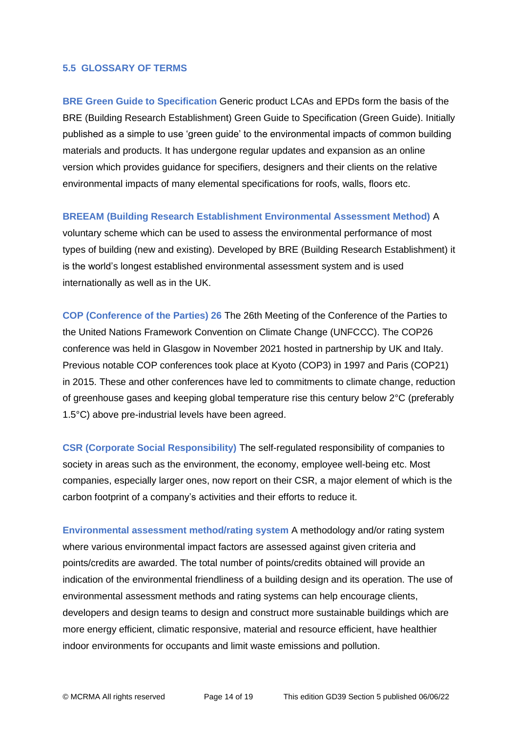### 5.5 GLOSSARY OF TERMS

**BRE Green Guide to Specification** Generic product LCAs and EPDs form the basis of the BRE (Building Research Establishment) Green Guide to Specification (Green Guide). Initially published as a simple to use 'green guide' to the environmental impacts of common building materials and products. It has undergone regular updates and expansion as an online version which provides guidance for specifiers, designers and their clients on the relative environmental impacts of many elemental specifications for roofs, walls, floors etc.

**BREEAM (Building Research Establishment Environmental Assessment Method)** A voluntary scheme which can be used to assess the environmental performance of most types of building (new and existing). Developed by BRE (Building Research Establishment) it is the world's longest established environmental assessment system and is used internationally as well as in the UK.

**COP (Conference of the Parties) 26** The 26th Meeting of the Conference of the Parties to the United Nations Framework Convention on Climate Change (UNFCCC). The COP26 conference was held in Glasgow in November 2021 hosted in partnership by UK and Italy. Previous notable COP conferences took place at Kyoto (COP3) in 1997 and Paris (COP21) in 2015. These and other conferences have led to commitments to climate change, reduction of greenhouse gases and keeping global temperature rise this century below 2°C (preferably 1.5°C) above pre-industrial levels have been agreed.

**CSR (Corporate Social Responsibility)** The self-regulated responsibility of companies to society in areas such as the environment, the economy, employee well-being etc. Most companies, especially larger ones, now report on their CSR, a major element of which is the carbon footprint of a company's activities and their efforts to reduce it.

**Environmental assessment method/rating system** A methodology and/or rating system where various environmental impact factors are assessed against given criteria and points/credits are awarded. The total number of points/credits obtained will provide an indication of the environmental friendliness of a building design and its operation. The use of environmental assessment methods and rating systems can help encourage clients, developers and design teams to design and construct more sustainable buildings which are more energy efficient, climatic responsive, material and resource efficient, have healthier indoor environments for occupants and limit waste emissions and pollution.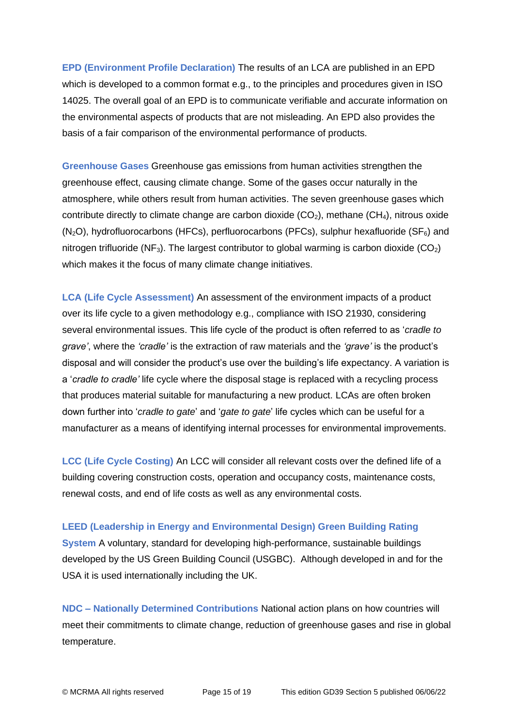**EPD (Environment Profile Declaration)** The results of an LCA are published in an EPD which is developed to a common format e.g., to the principles and procedures given in ISO 14025. The overall goal of an EPD is to communicate verifiable and accurate information on the environmental aspects of products that are not misleading. An EPD also provides the basis of a fair comparison of the environmental performance of products.

**Greenhouse Gases** Greenhouse gas emissions from human activities strengthen the greenhouse effect, causing climate change. Some of the gases occur naturally in the atmosphere, while others result from human activities. The seven greenhouse gases which contribute directly to climate change are carbon dioxide ($CO_2$), methane ($CH_4$), nitrous oxide ($N_2O$), hydrofluorocarbons (HFCs), perfluorocarbons (PFCs), sulphur hexafluoride ($SF_6$) and nitrogen trifluoride ($NF_3$). The largest contributor to global warming is carbon dioxide ($CO_2$) which makes it the focus of many climate change initiatives.

**LCA (Life Cycle Assessment)** An assessment of the environment impacts of a product over its life cycle to a given methodology e.g., compliance with ISO 21930, considering several environmental issues. This life cycle of the product is often referred to as '*cradle to grave'*, where the *'cradle'* is the extraction of raw materials and the *'grave'* is the product's disposal and will consider the product's use over the building's life expectancy. A variation is a '*cradle to cradle'* life cycle where the disposal stage is replaced with a recycling process that produces material suitable for manufacturing a new product. LCAs are often broken down further into '*cradle to gate*' and '*gate to gate*' life cycles which can be useful for a manufacturer as a means of identifying internal processes for environmental improvements.

**LCC (Life Cycle Costing)** An LCC will consider all relevant costs over the defined life of a building covering construction costs, operation and occupancy costs, maintenance costs, renewal costs, and end of life costs as well as any environmental costs.

**LEED (Leadership in Energy and Environmental Design) Green Building Rating System** A voluntary, standard for developing high-performance, sustainable buildings developed by the US Green Building Council (USGBC). Although developed in and for the USA it is used internationally including the UK.

**NDC – Nationally Determined Contributions** National action plans on how countries will meet their commitments to climate change, reduction of greenhouse gases and rise in global temperature.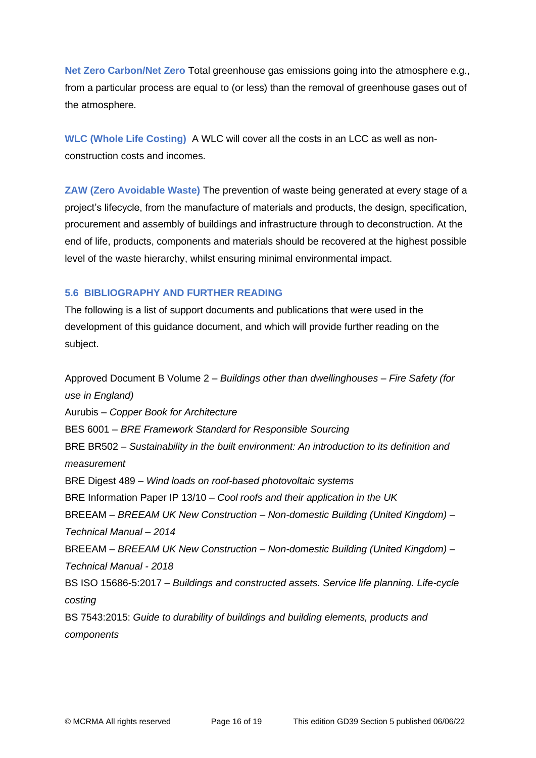**Net Zero Carbon/Net Zero** Total greenhouse gas emissions going into the atmosphere e.g., from a particular process are equal to (or less) than the removal of greenhouse gases out of the atmosphere.

**WLC (Whole Life Costing)** A WLC will cover all the costs in an LCC as well as non-construction costs and incomes.

**ZAW (Zero Avoidable Waste)** The prevention of waste being generated at every stage of a project's lifecycle, from the manufacture of materials and products, the design, specification, procurement and assembly of buildings and infrastructure through to deconstruction. At the end of life, products, components and materials should be recovered at the highest possible level of the waste hierarchy, whilst ensuring minimal environmental impact.

### 5.6 BIBLIOGRAPHY AND FURTHER READING

The following is a list of support documents and publications that were used in the development of this guidance document, and which will provide further reading on the subject.

Approved Document B Volume 2 – *Buildings other than dwellinghouses – Fire Safety (for use in England)*
Aurubis – *Copper Book for Architecture*
BES 6001 – *BRE Framework Standard for Responsible Sourcing*
BRE BR502 – *Sustainability in the built environment: An introduction to its definition and measurement*
BRE Digest 489 – *Wind loads on roof-based photovoltaic systems*
BRE Information Paper IP 13/10 – *Cool roofs and their application in the UK*
BREEAM – *BREEAM UK New Construction – Non-domestic Building (United Kingdom) – Technical Manual – 2014*
BREEAM – *BREEAM UK New Construction – Non-domestic Building (United Kingdom) – Technical Manual - 2018*
BS ISO 15686-5:2017 – *Buildings and constructed assets. Service life planning. Life-cycle costing*
BS 7543:2015: *Guide to durability of buildings and building elements, products and components*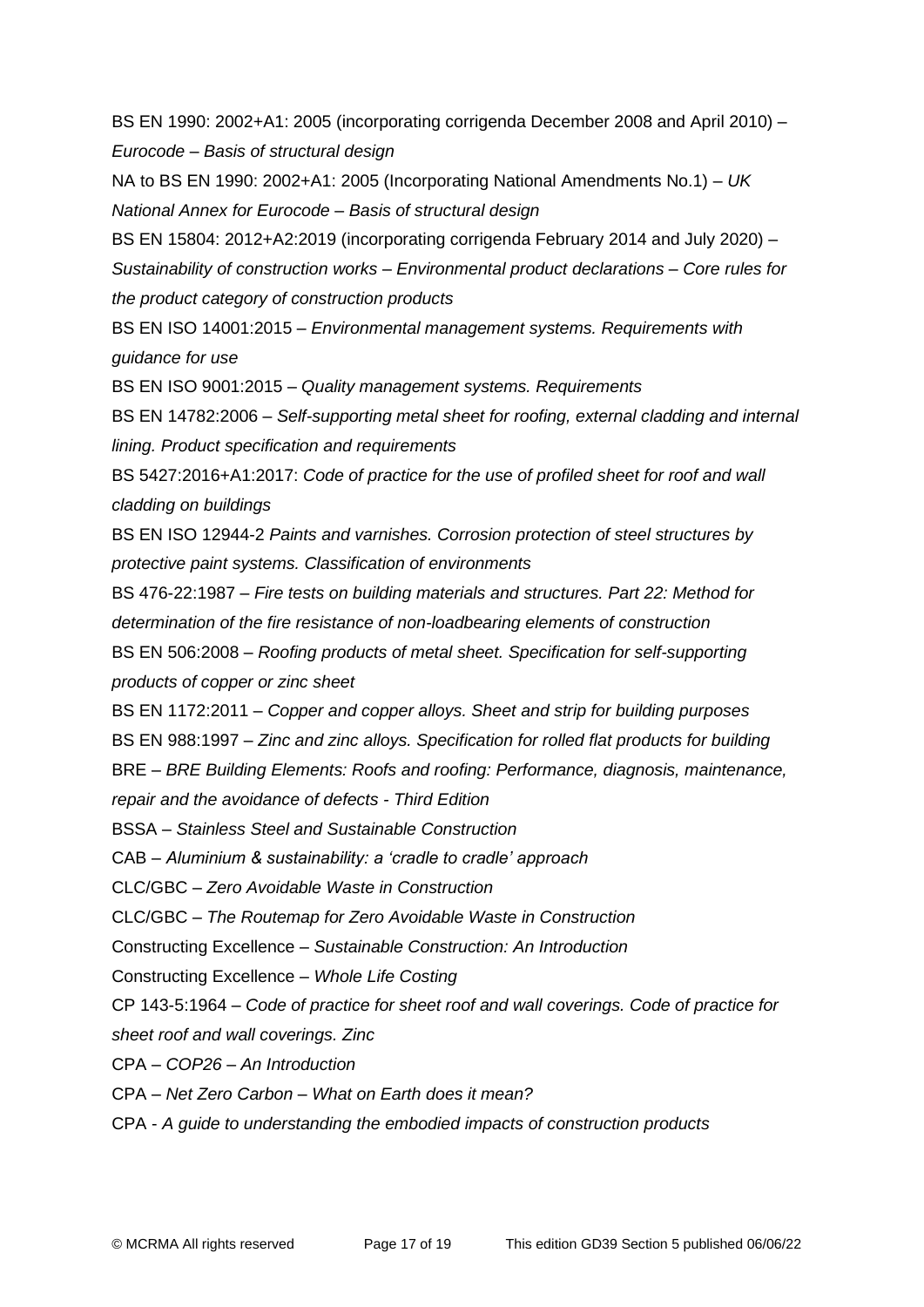BS EN 1990: 2002+A1: 2005 (incorporating corrigenda December 2008 and April 2010) – *Eurocode – Basis of structural design*

NA to BS EN 1990: 2002+A1: 2005 (Incorporating National Amendments No.1) – *UK National Annex for Eurocode – Basis of structural design*

BS EN 15804: 2012+A2:2019 (incorporating corrigenda February 2014 and July 2020) – *Sustainability of construction works – Environmental product declarations – Core rules for the product category of construction products*

BS EN ISO 14001:2015 – *Environmental management systems. Requirements with guidance for use*

BS EN ISO 9001:2015 – *Quality management systems. Requirements*

BS EN 14782:2006 – *Self-supporting metal sheet for roofing, external cladding and internal lining. Product specification and requirements*

BS 5427:2016+A1:2017: *Code of practice for the use of profiled sheet for roof and wall cladding on buildings*

BS EN ISO 12944-2 *Paints and varnishes. Corrosion protection of steel structures by protective paint systems. Classification of environments*

BS 476-22:1987 – *Fire tests on building materials and structures. Part 22: Method for determination of the fire resistance of non-loadbearing elements of construction*

BS EN 506:2008 – *Roofing products of metal sheet. Specification for self-supporting products of copper or zinc sheet*

BS EN 1172:2011 – *Copper and copper alloys. Sheet and strip for building purposes*

BS EN 988:1997 – *Zinc and zinc alloys. Specification for rolled flat products for building*

BRE – *BRE Building Elements: Roofs and roofing: Performance, diagnosis, maintenance, repair and the avoidance of defects - Third Edition*

BSSA – *Stainless Steel and Sustainable Construction*

CAB – *Aluminium & sustainability: a 'cradle to cradle' approach*

CLC/GBC – *Zero Avoidable Waste in Construction*

CLC/GBC – *The Routemap for Zero Avoidable Waste in Construction*

Constructing Excellence – *Sustainable Construction: An Introduction*

Constructing Excellence – *Whole Life Costing*

CP 143-5:1964 – *Code of practice for sheet roof and wall coverings. Code of practice for sheet roof and wall coverings. Zinc*

CPA – *COP26 – An Introduction*

CPA – *Net Zero Carbon – What on Earth does it mean?*

CPA - *A guide to understanding the embodied impacts of construction products*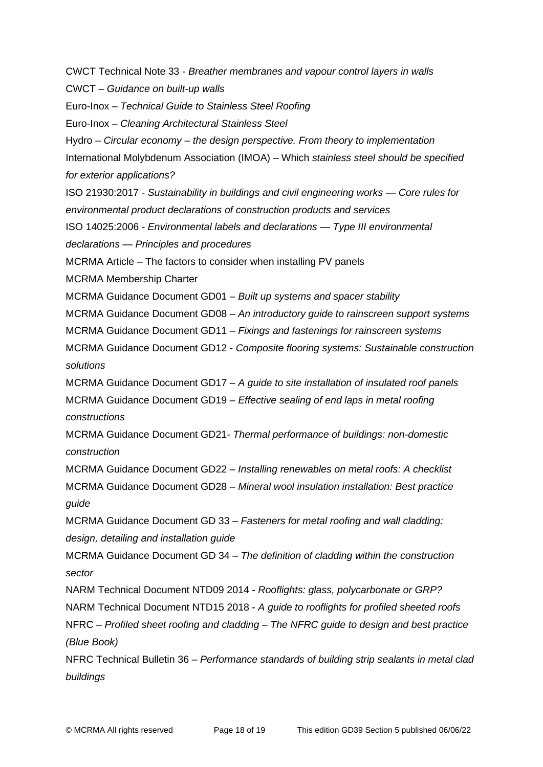CWCT Technical Note 33 - *Breather membranes and vapour control layers in walls*

CWCT – *Guidance on built-up walls*

Euro-Inox – *Technical Guide to Stainless Steel Roofing*

Euro-Inox – *Cleaning Architectural Stainless Steel*

Hydro – *Circular economy – the design perspective. From theory to implementation*

International Molybdenum Association (IMOA) – Which *stainless steel should be specified for exterior applications?*

ISO 21930:2017 - *Sustainability in buildings and civil engineering works — Core rules for environmental product declarations of construction products and services*

ISO 14025:2006 - *Environmental labels and declarations — Type III environmental declarations — Principles and procedures*

MCRMA Article – The factors to consider when installing PV panels

MCRMA Membership Charter

MCRMA Guidance Document GD01 – *Built up systems and spacer stability*

MCRMA Guidance Document GD08 – *An introductory guide to rainscreen support systems*

MCRMA Guidance Document GD11 – *Fixings and fastenings for rainscreen systems*

MCRMA Guidance Document GD12 - *Composite flooring systems: Sustainable construction solutions*

MCRMA Guidance Document GD17 – *A guide to site installation of insulated roof panels*

MCRMA Guidance Document GD19 – *Effective sealing of end laps in metal roofing constructions*

MCRMA Guidance Document GD21- *Thermal performance of buildings: non-domestic construction*

MCRMA Guidance Document GD22 – *Installing renewables on metal roofs: A checklist*

MCRMA Guidance Document GD28 – *Mineral wool insulation installation: Best practice guide*

MCRMA Guidance Document GD 33 – *Fasteners for metal roofing and wall cladding: design, detailing and installation guide*

MCRMA Guidance Document GD 34 – *The definition of cladding within the construction sector*

NARM Technical Document NTD09 2014 - *Rooflights: glass, polycarbonate or GRP?*

NARM Technical Document NTD15 2018 - *A guide to rooflights for profiled sheeted roofs*

NFRC – *Profiled sheet roofing and cladding – The NFRC guide to design and best practice (Blue Book)*

NFRC Technical Bulletin 36 – *Performance standards of building strip sealants in metal clad buildings*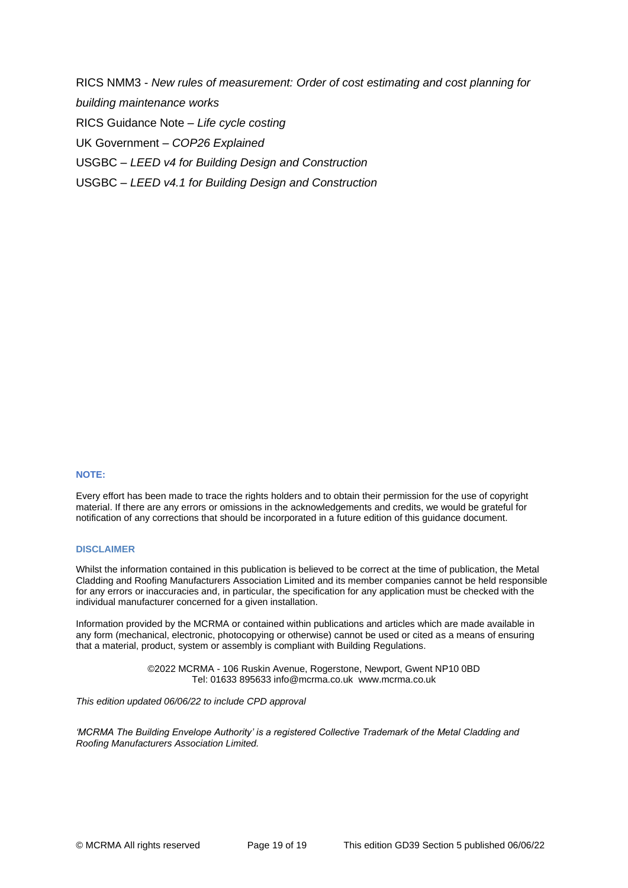RICS NMM3 - *New rules of measurement: Order of cost estimating and cost planning for building maintenance works*

RICS Guidance Note – *Life cycle costing*

UK Government – *COP26 Explained*

USGBC – *LEED v4 for Building Design and Construction*

USGBC – *LEED v4.1 for Building Design and Construction*

**NOTE:**

Every effort has been made to trace the rights holders and to obtain their permission for the use of copyright material. If there are any errors or omissions in the acknowledgements and credits, we would be grateful for notification of any corrections that should be incorporated in a future edition of this guidance document.

**DISCLAIMER**

Whilst the information contained in this publication is believed to be correct at the time of publication, the Metal Cladding and Roofing Manufacturers Association Limited and its member companies cannot be held responsible for any errors or inaccuracies and, in particular, the specification for any application must be checked with the individual manufacturer concerned for a given installation.

Information provided by the MCRMA or contained within publications and articles which are made available in any form (mechanical, electronic, photocopying or otherwise) cannot be used or cited as a means of ensuring that a material, product, system or assembly is compliant with Building Regulations.

©2022 MCRMA - 106 Ruskin Avenue, Rogerstone, Newport, Gwent NP10 0BD
Tel: 01633 895633 info@mcrma.co.uk www.mcrma.co.uk

*This edition updated 06/06/22 to include CPD approval*

*'MCRMA The Building Envelope Authority' is a registered Collective Trademark of the Metal Cladding and Roofing Manufacturers Association Limited.*